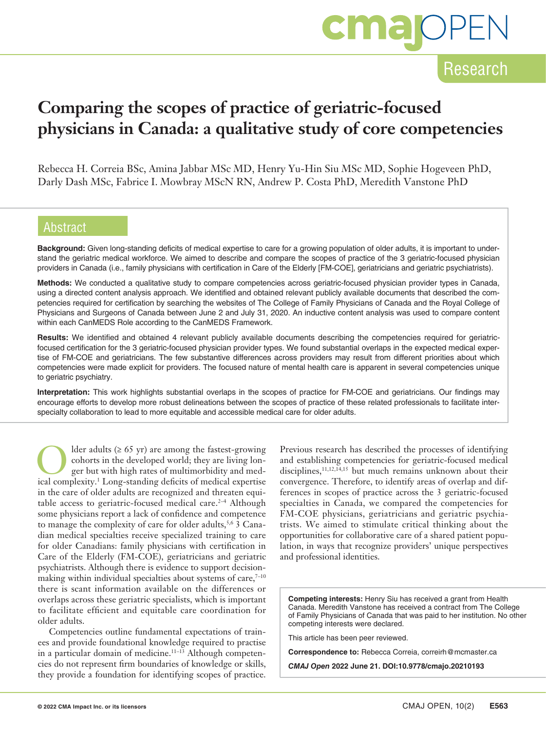Research

# Comparing the scopes of practice of geriatric-focused physicians in Canada: a qualitative study of core competencies

Rebecca H. Correia BSc, Amina Jabbar MSc MD, Henry Yu-Hin Siu MSc MD, Sophie Hogeveen PhD, Darly Dash MSc, Fabrice I. Mowbray MScN RN, Andrew P. Costa PhD, Meredith Vanstone PhD

## Abstract

**Background:** Given long-standing deficits of medical expertise to care for a growing population of older adults, it is important to understand the geriatric medical workforce. We aimed to describe and compare the scopes of practice of the 3 geriatric-focused physician providers in Canada (i.e., family physicians with certification in Care of the Elderly [FM-COE], geriatricians and geriatric psychiatrists).

**Methods:** We conducted a qualitative study to compare competencies across geriatric-focused physician provider types in Canada, using a directed content analysis approach. We identified and obtained relevant publicly available documents that described the competencies required for certification by searching the websites of The College of Family Physicians of Canada and the Royal College of Physicians and Surgeons of Canada between June 2 and July 31, 2020. An inductive content analysis was used to compare content within each CanMEDS Role according to the CanMEDS Framework.

**Results:** We identified and obtained 4 relevant publicly available documents describing the competencies required for geriatric-focused certification for the 3 geriatric-focused physician provider types. We found substantial overlaps in the expected medical expertise of FM-COE and geriatricians. The few substantive differences across providers may result from different priorities about which competencies were made explicit for providers. The focused nature of mental health care is apparent in several competencies unique to geriatric psychiatry.

**Interpretation:** This work highlights substantial overlaps in the scopes of practice for FM-COE and geriatricians. Our findings may encourage efforts to develop more robust delineations between the scopes of practice of these related professionals to facilitate inter-specialty collaboration to lead to more equitable and accessible medical care for older adults.

Older adults (≥ 65 yr) are among the fastest-growing cohorts in the developed world; they are living longer but with high rates of multimorbidity and medical complexity.[1] Long-standing deficits of medical expertise in the care of older adults are recognized and threaten equitable access to geriatric-focused medical care.[2–4] Although some physicians report a lack of confidence and competence to manage the complexity of care for older adults,[5,6] 3 Canadian medical specialties receive specialized training to care for older Canadians: family physicians with certification in Care of the Elderly (FM-COE), geriatricians and geriatric psychiatrists. Although there is evidence to support decision-making within individual specialties about systems of care,[7–10] there is scant information available on the differences or overlaps across these geriatric specialists, which is important to facilitate efficient and equitable care coordination for older adults.

Competencies outline fundamental expectations of trainees and provide foundational knowledge required to practise in a particular domain of medicine.[11–13] Although competencies do not represent firm boundaries of knowledge or skills, they provide a foundation for identifying scopes of practice. Previous research has described the processes of identifying and establishing competencies for geriatric-focused medical disciplines,[11,12,14,15] but much remains unknown about their convergence. Therefore, to identify areas of overlap and differences in scopes of practice across the 3 geriatric-focused specialties in Canada, we compared the competencies for FM-COE physicians, geriatricians and geriatric psychiatrists. We aimed to stimulate critical thinking about the opportunities for collaborative care of a shared patient population, in ways that recognize providers' unique perspectives and professional identities.

**Competing interests:** Henry Siu has received a grant from Health Canada. Meredith Vanstone has received a contract from The College of Family Physicians of Canada that was paid to her institution. No other competing interests were declared.

This article has been peer reviewed.

**Correspondence to:** Rebecca Correia, correirh@mcmaster.ca

***CMAJ Open* 2022 June 21. DOI:10.9778/cmajo.20210193**

© 2022 CMA Impact Inc. or its licensors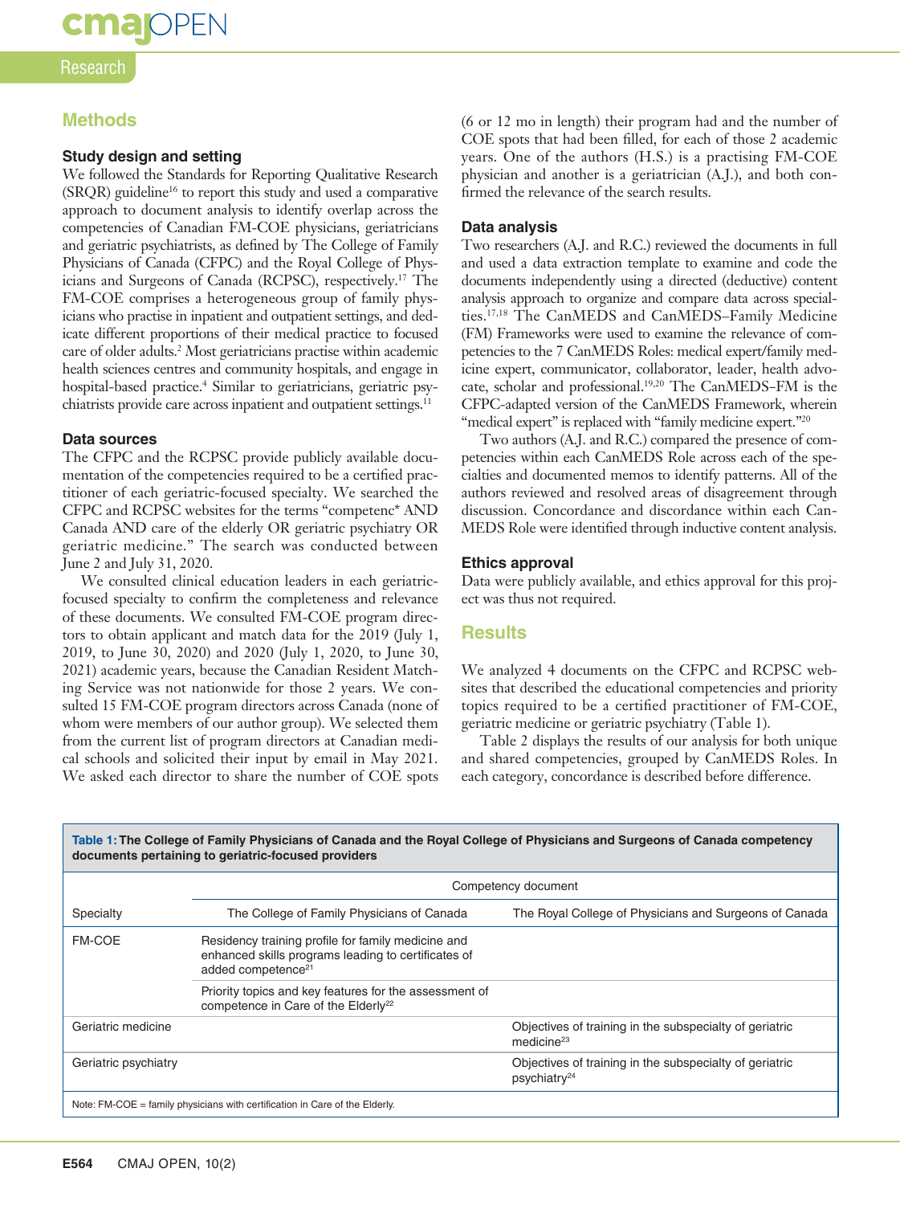## Methods

### Study design and setting

We followed the Standards for Reporting Qualitative Research (SRQR) guideline[16] to report this study and used a comparative approach to document analysis to identify overlap across the competencies of Canadian FM-COE physicians, geriatricians and geriatric psychiatrists, as defined by The College of Family Physicians of Canada (CFPC) and the Royal College of Physicians and Surgeons of Canada (RCPSC), respectively.[17] The FM-COE comprises a heterogeneous group of family physicians who practise in inpatient and outpatient settings, and dedicate different proportions of their medical practice to focused care of older adults.[2] Most geriatricians practise within academic health sciences centres and community hospitals, and engage in hospital-based practice.[4] Similar to geriatricians, geriatric psychiatrists provide care across inpatient and outpatient settings.[11]

### Data sources

The CFPC and the RCPSC provide publicly available documentation of the competencies required to be a certified practitioner of each geriatric-focused specialty. We searched the CFPC and RCPSC websites for the terms "competenc* AND Canada AND care of the elderly OR geriatric psychiatry OR geriatric medicine." The search was conducted between June 2 and July 31, 2020.

We consulted clinical education leaders in each geriatric-focused specialty to confirm the completeness and relevance of these documents. We consulted FM-COE program directors to obtain applicant and match data for the 2019 (July 1, 2019, to June 30, 2020) and 2020 (July 1, 2020, to June 30, 2021) academic years, because the Canadian Resident Matching Service was not nationwide for those 2 years. We consulted 15 FM-COE program directors across Canada (none of whom were members of our author group). We selected them from the current list of program directors at Canadian medical schools and solicited their input by email in May 2021. We asked each director to share the number of COE spots (6 or 12 mo in length) their program had and the number of COE spots that had been filled, for each of those 2 academic years. One of the authors (H.S.) is a practising FM-COE physician and another is a geriatrician (A.J.), and both confirmed the relevance of the search results.

### Data analysis

Two researchers (A.J. and R.C.) reviewed the documents in full and used a data extraction template to examine and code the documents independently using a directed (deductive) content analysis approach to organize and compare data across specialties.[17,18] The CanMEDS and CanMEDS–Family Medicine (FM) Frameworks were used to examine the relevance of competencies to the 7 CanMEDS Roles: medical expert/family medicine expert, communicator, collaborator, leader, health advocate, scholar and professional.[19,20] The CanMEDS–FM is the CFPC-adapted version of the CanMEDS Framework, wherein "medical expert" is replaced with "family medicine expert."[20]

Two authors (A.J. and R.C.) compared the presence of competencies within each CanMEDS Role across each of the specialties and documented memos to identify patterns. All of the authors reviewed and resolved areas of disagreement through discussion. Concordance and discordance within each CanMEDS Role were identified through inductive content analysis.

### Ethics approval

Data were publicly available, and ethics approval for this project was thus not required.

## Results

We analyzed 4 documents on the CFPC and RCPSC websites that described the educational competencies and priority topics required to be a certified practitioner of FM-COE, geriatric medicine or geriatric psychiatry (Table 1).

Table 2 displays the results of our analysis for both unique and shared competencies, grouped by CanMEDS Roles. In each category, concordance is described before difference.

**Table 1: The College of Family Physicians of Canada and the Royal College of Physicians and Surgeons of Canada competency documents pertaining to geriatric-focused providers**

| | Competency document | |
|---|---|---|
| Specialty | The College of Family Physicians of Canada | The Royal College of Physicians and Surgeons of Canada |
| FM-COE | Residency training profile for family medicine and enhanced skills programs leading to certificates of added competence[21] | |
| | Priority topics and key features for the assessment of competence in Care of the Elderly[22] | |
| Geriatric medicine | | Objectives of training in the subspecialty of geriatric medicine[23] |
| Geriatric psychiatry | | Objectives of training in the subspecialty of geriatric psychiatry[24] |

Note: FM-COE = family physicians with certification in Care of the Elderly.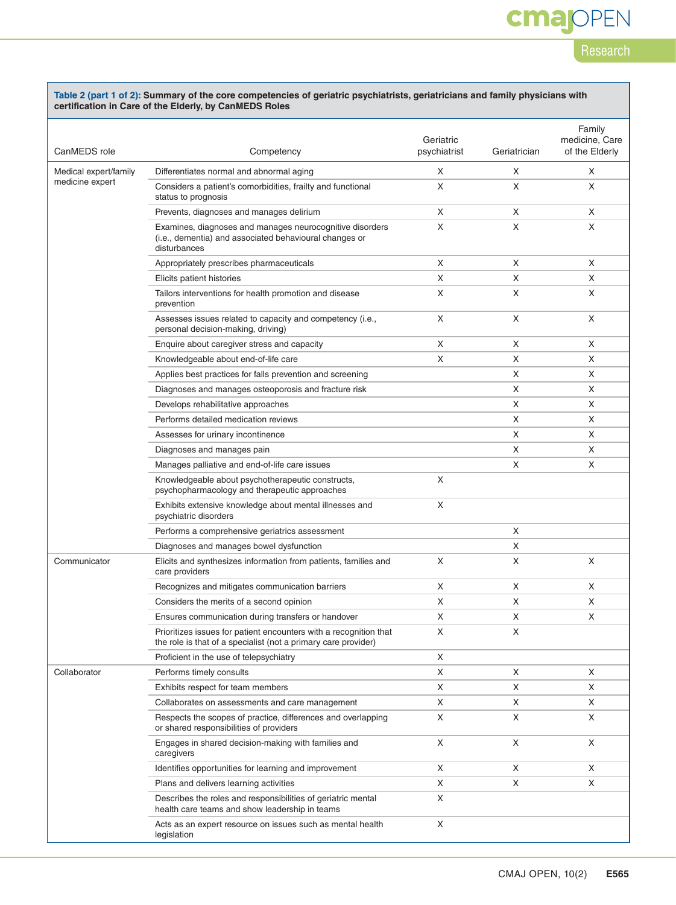**Table 2 (part 1 of 2): Summary of the core competencies of geriatric psychiatrists, geriatricians and family physicians with certification in Care of the Elderly, by CanMEDS Roles**

| CanMEDS role | Competency | Geriatric psychiatrist | Geriatrician | Family medicine, Care of the Elderly |
|---|---|---|---|---|
| Medical expert/family medicine expert | Differentiates normal and abnormal aging | X | X | X |
| | Considers a patient's comorbidities, frailty and functional status to prognosis | X | X | X |
| | Prevents, diagnoses and manages delirium | X | X | X |
| | Examines, diagnoses and manages neurocognitive disorders (i.e., dementia) and associated behavioural changes or disturbances | X | X | X |
| | Appropriately prescribes pharmaceuticals | X | X | X |
| | Elicits patient histories | X | X | X |
| | Tailors interventions for health promotion and disease prevention | X | X | X |
| | Assesses issues related to capacity and competency (i.e., personal decision-making, driving) | X | X | X |
| | Enquire about caregiver stress and capacity | X | X | X |
| | Knowledgeable about end-of-life care | X | X | X |
| | Applies best practices for falls prevention and screening | | X | X |
| | Diagnoses and manages osteoporosis and fracture risk | | X | X |
| | Develops rehabilitative approaches | | X | X |
| | Performs detailed medication reviews | | X | X |
| | Assesses for urinary incontinence | | X | X |
| | Diagnoses and manages pain | | X | X |
| | Manages palliative and end-of-life care issues | | X | X |
| | Knowledgeable about psychotherapeutic constructs, psychopharmacology and therapeutic approaches | X | | |
| | Exhibits extensive knowledge about mental illnesses and psychiatric disorders | X | | |
| | Performs a comprehensive geriatrics assessment | | X | |
| | Diagnoses and manages bowel dysfunction | | X | |
| Communicator | Elicits and synthesizes information from patients, families and care providers | X | X | X |
| | Recognizes and mitigates communication barriers | X | X | X |
| | Considers the merits of a second opinion | X | X | X |
| | Ensures communication during transfers or handover | X | X | X |
| | Prioritizes issues for patient encounters with a recognition that the role is that of a specialist (not a primary care provider) | X | X | |
| | Proficient in the use of telepsychiatry | X | | |
| Collaborator | Performs timely consults | X | X | X |
| | Exhibits respect for team members | X | X | X |
| | Collaborates on assessments and care management | X | X | X |
| | Respects the scopes of practice, differences and overlapping or shared responsibilities of providers | X | X | X |
| | Engages in shared decision-making with families and caregivers | X | X | X |
| | Identifies opportunities for learning and improvement | X | X | X |
| | Plans and delivers learning activities | X | X | X |
| | Describes the roles and responsibilities of geriatric mental health care teams and show leadership in teams | X | | |
| | Acts as an expert resource on issues such as mental health legislation | X | | |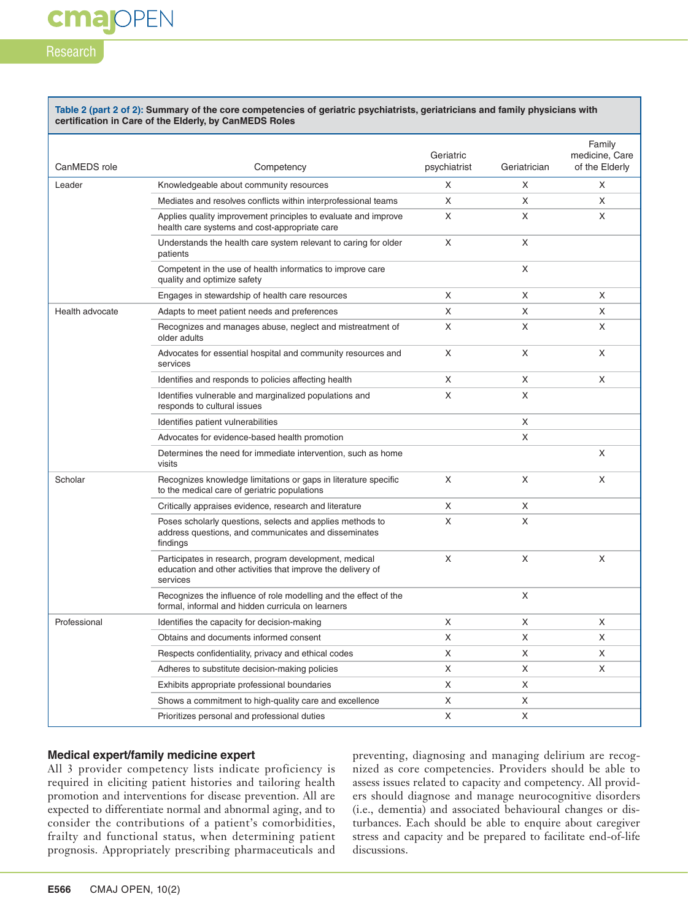**Table 2 (part 2 of 2): Summary of the core competencies of geriatric psychiatrists, geriatricians and family physicians with certification in Care of the Elderly, by CanMEDS Roles**

| CanMEDS role | Competency | Geriatric psychiatrist | Geriatrician | Family medicine, Care of the Elderly |
|---|---|---|---|---|
| Leader | Knowledgeable about community resources | X | X | X |
| | Mediates and resolves conflicts within interprofessional teams | X | X | X |
| | Applies quality improvement principles to evaluate and improve health care systems and cost-appropriate care | X | X | X |
| | Understands the health care system relevant to caring for older patients | X | X | |
| | Competent in the use of health informatics to improve care quality and optimize safety | | X | |
| | Engages in stewardship of health care resources | X | X | X |
| Health advocate | Adapts to meet patient needs and preferences | X | X | X |
| | Recognizes and manages abuse, neglect and mistreatment of older adults | X | X | X |
| | Advocates for essential hospital and community resources and services | X | X | X |
| | Identifies and responds to policies affecting health | X | X | X |
| | Identifies vulnerable and marginalized populations and responds to cultural issues | X | X | |
| | Identifies patient vulnerabilities | | X | |
| | Advocates for evidence-based health promotion | | X | |
| | Determines the need for immediate intervention, such as home visits | | | X |
| Scholar | Recognizes knowledge limitations or gaps in literature specific to the medical care of geriatric populations | X | X | X |
| | Critically appraises evidence, research and literature | X | X | |
| | Poses scholarly questions, selects and applies methods to address questions, and communicates and disseminates findings | X | X | |
| | Participates in research, program development, medical education and other activities that improve the delivery of services | X | X | X |
| | Recognizes the influence of role modelling and the effect of the formal, informal and hidden curricula on learners | | X | |
| Professional | Identifies the capacity for decision-making | X | X | X |
| | Obtains and documents informed consent | X | X | X |
| | Respects confidentiality, privacy and ethical codes | X | X | X |
| | Adheres to substitute decision-making policies | X | X | X |
| | Exhibits appropriate professional boundaries | X | X | |
| | Shows a commitment to high-quality care and excellence | X | X | |
| | Prioritizes personal and professional duties | X | X | |

### Medical expert/family medicine expert

All 3 provider competency lists indicate proficiency is required in eliciting patient histories and tailoring health promotion and interventions for disease prevention. All are expected to differentiate normal and abnormal aging, and to consider the contributions of a patient's comorbidities, frailty and functional status, when determining patient prognosis. Appropriately prescribing pharmaceuticals and preventing, diagnosing and managing delirium are recognized as core competencies. Providers should be able to assess issues related to capacity and competency. All providers should diagnose and manage neurocognitive disorders (i.e., dementia) and associated behavioural changes or disturbances. Each should be able to enquire about caregiver stress and capacity and be prepared to facilitate end-of-life discussions.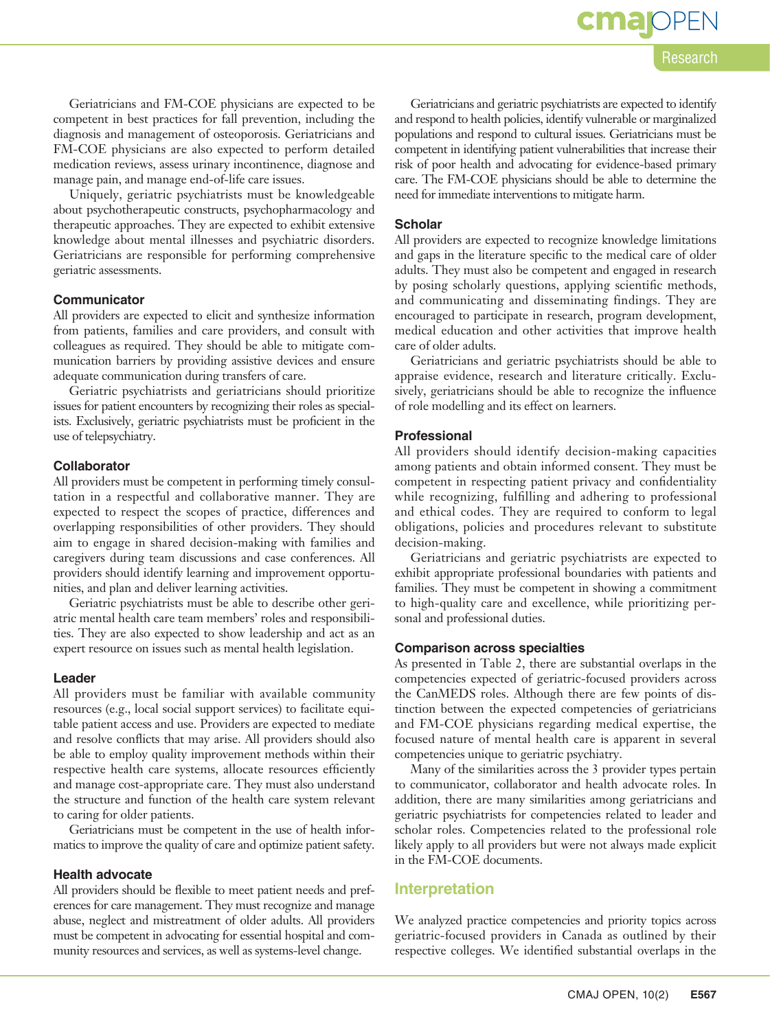Geriatricians and FM-COE physicians are expected to be competent in best practices for fall prevention, including the diagnosis and management of osteoporosis. Geriatricians and FM-COE physicians are also expected to perform detailed medication reviews, assess urinary incontinence, diagnose and manage pain, and manage end-of-life care issues.

Uniquely, geriatric psychiatrists must be knowledgeable about psychotherapeutic constructs, psychopharmacology and therapeutic approaches. They are expected to exhibit extensive knowledge about mental illnesses and psychiatric disorders. Geriatricians are responsible for performing comprehensive geriatric assessments.

### Communicator

All providers are expected to elicit and synthesize information from patients, families and care providers, and consult with colleagues as required. They should be able to mitigate communication barriers by providing assistive devices and ensure adequate communication during transfers of care.

Geriatric psychiatrists and geriatricians should prioritize issues for patient encounters by recognizing their roles as specialists. Exclusively, geriatric psychiatrists must be proficient in the use of telepsychiatry.

### Collaborator

All providers must be competent in performing timely consultation in a respectful and collaborative manner. They are expected to respect the scopes of practice, differences and overlapping responsibilities of other providers. They should aim to engage in shared decision-making with families and caregivers during team discussions and case conferences. All providers should identify learning and improvement opportunities, and plan and deliver learning activities.

Geriatric psychiatrists must be able to describe other geriatric mental health care team members' roles and responsibilities. They are also expected to show leadership and act as an expert resource on issues such as mental health legislation.

### Leader

All providers must be familiar with available community resources (e.g., local social support services) to facilitate equitable patient access and use. Providers are expected to mediate and resolve conflicts that may arise. All providers should also be able to employ quality improvement methods within their respective health care systems, allocate resources efficiently and manage cost-appropriate care. They must also understand the structure and function of the health care system relevant to caring for older patients.

Geriatricians must be competent in the use of health informatics to improve the quality of care and optimize patient safety.

### Health advocate

All providers should be flexible to meet patient needs and preferences for care management. They must recognize and manage abuse, neglect and mistreatment of older adults. All providers must be competent in advocating for essential hospital and community resources and services, as well as systems-level change.

Geriatricians and geriatric psychiatrists are expected to identify and respond to health policies, identify vulnerable or marginalized populations and respond to cultural issues. Geriatricians must be competent in identifying patient vulnerabilities that increase their risk of poor health and advocating for evidence-based primary care. The FM-COE physicians should be able to determine the need for immediate interventions to mitigate harm.

### Scholar

All providers are expected to recognize knowledge limitations and gaps in the literature specific to the medical care of older adults. They must also be competent and engaged in research by posing scholarly questions, applying scientific methods, and communicating and disseminating findings. They are encouraged to participate in research, program development, medical education and other activities that improve health care of older adults.

Geriatricians and geriatric psychiatrists should be able to appraise evidence, research and literature critically. Exclusively, geriatricians should be able to recognize the influence of role modelling and its effect on learners.

### Professional

All providers should identify decision-making capacities among patients and obtain informed consent. They must be competent in respecting patient privacy and confidentiality while recognizing, fulfilling and adhering to professional and ethical codes. They are required to conform to legal obligations, policies and procedures relevant to substitute decision-making.

Geriatricians and geriatric psychiatrists are expected to exhibit appropriate professional boundaries with patients and families. They must be competent in showing a commitment to high-quality care and excellence, while prioritizing personal and professional duties.

### Comparison across specialties

As presented in Table 2, there are substantial overlaps in the competencies expected of geriatric-focused providers across the CanMEDS roles. Although there are few points of distinction between the expected competencies of geriatricians and FM-COE physicians regarding medical expertise, the focused nature of mental health care is apparent in several competencies unique to geriatric psychiatry.

Many of the similarities across the 3 provider types pertain to communicator, collaborator and health advocate roles. In addition, there are many similarities among geriatricians and geriatric psychiatrists for competencies related to leader and scholar roles. Competencies related to the professional role likely apply to all providers but were not always made explicit in the FM-COE documents.

## Interpretation

We analyzed practice competencies and priority topics across geriatric-focused providers in Canada as outlined by their respective colleges. We identified substantial overlaps in the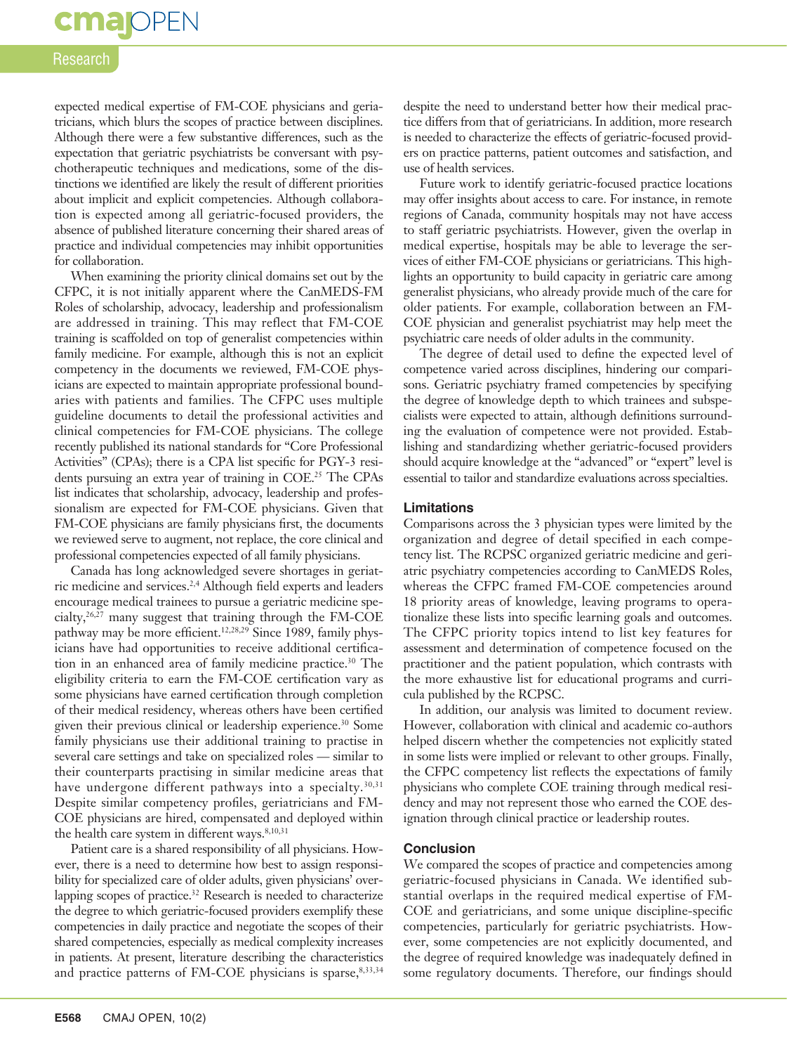expected medical expertise of FM-COE physicians and geriatricians, which blurs the scopes of practice between disciplines. Although there were a few substantive differences, such as the expectation that geriatric psychiatrists be conversant with psychotherapeutic techniques and medications, some of the distinctions we identified are likely the result of different priorities about implicit and explicit competencies. Although collaboration is expected among all geriatric-focused providers, the absence of published literature concerning their shared areas of practice and individual competencies may inhibit opportunities for collaboration.

When examining the priority clinical domains set out by the CFPC, it is not initially apparent where the CanMEDS-FM Roles of scholarship, advocacy, leadership and professionalism are addressed in training. This may reflect that FM-COE training is scaffolded on top of generalist competencies within family medicine. For example, although this is not an explicit competency in the documents we reviewed, FM-COE physicians are expected to maintain appropriate professional boundaries with patients and families. The CFPC uses multiple guideline documents to detail the professional activities and clinical competencies for FM-COE physicians. The college recently published its national standards for "Core Professional Activities" (CPAs); there is a CPA list specific for PGY-3 residents pursuing an extra year of training in COE.[25] The CPAs list indicates that scholarship, advocacy, leadership and professionalism are expected for FM-COE physicians. Given that FM-COE physicians are family physicians first, the documents we reviewed serve to augment, not replace, the core clinical and professional competencies expected of all family physicians.

Canada has long acknowledged severe shortages in geriatric medicine and services.[2,4] Although field experts and leaders encourage medical trainees to pursue a geriatric medicine specialty,[26,27] many suggest that training through the FM-COE pathway may be more efficient.[12,28,29] Since 1989, family physicians have had opportunities to receive additional certification in an enhanced area of family medicine practice.[30] The eligibility criteria to earn the FM-COE certification vary as some physicians have earned certification through completion of their medical residency, whereas others have been certified given their previous clinical or leadership experience.[30] Some family physicians use their additional training to practise in several care settings and take on specialized roles — similar to their counterparts practising in similar medicine areas that have undergone different pathways into a specialty.[30,31] Despite similar competency profiles, geriatricians and FM-COE physicians are hired, compensated and deployed within the health care system in different ways.[8,10,31]

Patient care is a shared responsibility of all physicians. However, there is a need to determine how best to assign responsibility for specialized care of older adults, given physicians' overlapping scopes of practice.[32] Research is needed to characterize the degree to which geriatric-focused providers exemplify these competencies in daily practice and negotiate the scopes of their shared competencies, especially as medical complexity increases in patients. At present, literature describing the characteristics and practice patterns of FM-COE physicians is sparse,[8,33,34] despite the need to understand better how their medical practice differs from that of geriatricians. In addition, more research is needed to characterize the effects of geriatric-focused providers on practice patterns, patient outcomes and satisfaction, and use of health services.

Future work to identify geriatric-focused practice locations may offer insights about access to care. For instance, in remote regions of Canada, community hospitals may not have access to staff geriatric psychiatrists. However, given the overlap in medical expertise, hospitals may be able to leverage the services of either FM-COE physicians or geriatricians. This highlights an opportunity to build capacity in geriatric care among generalist physicians, who already provide much of the care for older patients. For example, collaboration between an FM-COE physician and generalist psychiatrist may help meet the psychiatric care needs of older adults in the community.

The degree of detail used to define the expected level of competence varied across disciplines, hindering our comparisons. Geriatric psychiatry framed competencies by specifying the degree of knowledge depth to which trainees and subspecialists were expected to attain, although definitions surrounding the evaluation of competence were not provided. Establishing and standardizing whether geriatric-focused providers should acquire knowledge at the "advanced" or "expert" level is essential to tailor and standardize evaluations across specialties.

### Limitations

Comparisons across the 3 physician types were limited by the organization and degree of detail specified in each competency list. The RCPSC organized geriatric medicine and geriatric psychiatry competencies according to CanMEDS Roles, whereas the CFPC framed FM-COE competencies around 18 priority areas of knowledge, leaving programs to operationalize these lists into specific learning goals and outcomes. The CFPC priority topics intend to list key features for assessment and determination of competence focused on the practitioner and the patient population, which contrasts with the more exhaustive list for educational programs and curricula published by the RCPSC.

In addition, our analysis was limited to document review. However, collaboration with clinical and academic co-authors helped discern whether the competencies not explicitly stated in some lists were implied or relevant to other groups. Finally, the CFPC competency list reflects the expectations of family physicians who complete COE training through medical residency and may not represent those who earned the COE designation through clinical practice or leadership routes.

### Conclusion

We compared the scopes of practice and competencies among geriatric-focused physicians in Canada. We identified substantial overlaps in the required medical expertise of FM-COE and geriatricians, and some unique discipline-specific competencies, particularly for geriatric psychiatrists. However, some competencies are not explicitly documented, and the degree of required knowledge was inadequately defined in some regulatory documents. Therefore, our findings should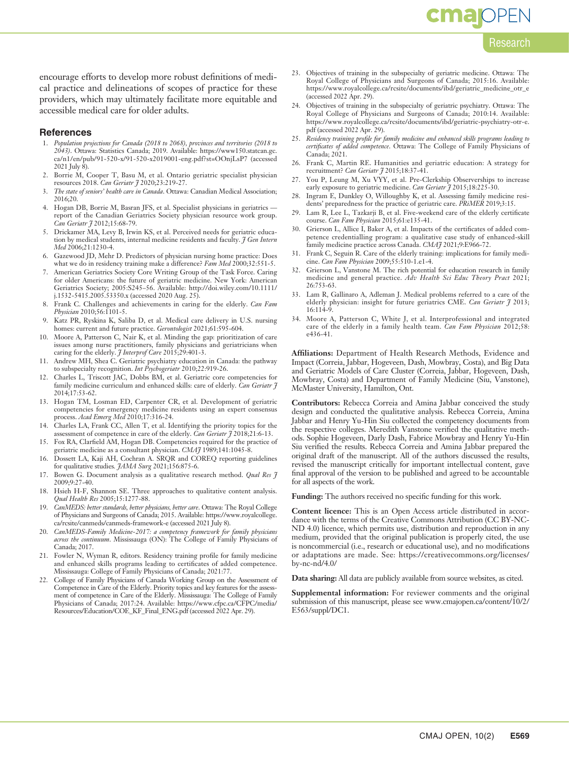encourage efforts to develop more robust definitions of medical practice and delineations of scopes of practice for these providers, which may ultimately facilitate more equitable and accessible medical care for older adults.

## References

1. *Population projections for Canada (2018 to 2068), provinces and territories (2018 to 2043)*. Ottawa: Statistics Canada; 2019. Available: https://www150.statcan.gc.ca/n1/en/pub/91-520-x/91-520-x2019001-eng.pdf?st=OOnjLsP7 (accessed 2021 July 8).
2. Borrie M, Cooper T, Basu M, et al. Ontario geriatric specialist physician resources 2018. *Can Geriatr J* 2020;23:219-27.
3. *The state of seniors' health care in Canada*. Ottawa: Canadian Medical Association; 2016;20.
4. Hogan DB, Borrie M, Basran JFS, et al. Specialist physicians in geriatrics — report of the Canadian Geriatrics Society physician resource work group. *Can Geriatr J* 2012;15:68-79.
5. Drickamer MA, Levy B, Irwin KS, et al. Perceived needs for geriatric education by medical students, internal medicine residents and faculty. *J Gen Intern Med* 2006;21:1230-4.
6. Gazewood JD, Mehr D. Predictors of physician nursing home practice: Does what we do in residency training make a difference? *Fam Med* 2000;32:551-5.
7. American Geriatrics Society Core Writing Group of the Task Force. Caring for older Americans: the future of geriatric medicine. New York: American Geriatrics Society; 2005:S245–56. Available: http://doi.wiley.com/10.1111/j.1532-5415.2005.53350.x (accessed 2020 Aug. 25).
8. Frank C. Challenges and achievements in caring for the elderly. *Can Fam Physician* 2010;56:1101-5.
9. Katz PR, Ryskina K, Saliba D, et al. Medical care delivery in U.S. nursing homes: current and future practice. *Gerontologist* 2021;61:595-604.
10. Moore A, Patterson C, Nair K, et al. Minding the gap: prioritization of care issues among nurse practitioners, family physicians and geriatricians when caring for the elderly. *J Interprof Care* 2015;29:401-3.
11. Andrew MH, Shea C. Geriatric psychiatry education in Canada: the pathway to subspecialty recognition. *Int Psychogeriatr* 2010;22:919-26.
12. Charles L, Triscott JAC, Dobbs BM, et al. Geriatric core competencies for family medicine curriculum and enhanced skills: care of elderly. *Can Geriatr J* 2014;17:53-62.
13. Hogan TM, Losman ED, Carpenter CR, et al. Development of geriatric competencies for emergency medicine residents using an expert consensus process. *Acad Emerg Med* 2010;17:316-24.
14. Charles LA, Frank CC, Allen T, et al. Identifying the priority topics for the assessment of competence in care of the elderly. *Can Geriatr J* 2018;21:6-13.
15. Fox RA, Clarfield AM, Hogan DB. Competencies required for the practice of geriatric medicine as a consultant physician. *CMAJ* 1989;141:1045-8.
16. Dossett LA, Kaji AH, Cochran A. SRQR and COREQ reporting guidelines for qualitative studies. *JAMA Surg* 2021;156:875-6.
17. Bowen G. Document analysis as a qualitative research method. *Qual Res J* 2009;9:27-40.
18. Hsieh H-F, Shannon SE. Three approaches to qualitative content analysis. *Qual Health Res* 2005;15:1277-88.
19. *CanMEDS: better standards, better physicians, better care*. Ottawa: The Royal College of Physicians and Surgeons of Canada; 2015. Available: https://www.royalcollege.ca/rcsite/canmeds/canmeds-framework-e (accessed 2021 July 8).
20. *CanMEDS-Family Medicine-2017: a competency framework for family physicians across the continuum*. Mississauga (ON): The College of Family Physicians of Canada; 2017.
21. Fowler N, Wyman R, editors. Residency training profile for family medicine and enhanced skills programs leading to certificates of added competence. Mississauga: College of Family Physicians of Canada; 2021:77.
22. College of Family Physicians of Canada Working Group on the Assessment of Competence in Care of the Elderly. Priority topics and key features for the assessment of competence in Care of the Elderly. Mississauga: The College of Family Physicians of Canada; 2017:24. Available: https://www.cfpc.ca/CFPC/media/Resources/Education/COE_KF_Final_ENG.pdf (accessed 2022 Apr. 29).
23. Objectives of training in the subspecialty of geriatric medicine. Ottawa: The Royal College of Physicians and Surgeons of Canada; 2015:16. Available: https://www.royalcollege.ca/rcsite/documents/ibd/geriatric_medicine_otr_e (accessed 2022 Apr. 29).
24. Objectives of training in the subspecialty of geriatric psychiatry. Ottawa: The Royal College of Physicians and Surgeons of Canada; 2010:14. Available: https://www.royalcollege.ca/rcsite/documents/ibd/geriatric-psychiatry-otr-e.pdf (accessed 2022 Apr. 29).
25. *Residency training profile for family medicine and enhanced skills programs leading to certificates of added competence*. Ottawa: The College of Family Physicians of Canada; 2021.
26. Frank C, Martin RE. Humanities and geriatric education: A strategy for recruitment? *Can Geriatr J* 2015;18:37-41.
27. You P, Leung M, Xu VYY, et al. Pre-Clerkship Observerships to increase early exposure to geriatric medicine. *Can Geriatr J* 2015;18:225-30.
28. Ingram E, Dunkley O, Willoughby K, et al. Assessing family medicine residents' preparedness for the practice of geriatric care. *PRiMER* 2019;3:15.
29. Lam R, Lee L, Tazkarji B, et al. Five-weekend care of the elderly certificate course. *Can Fam Physician* 2015;61:e135-41.
30. Grierson L, Allice I, Baker A, et al. Impacts of the certificates of added competence credentialling program: a qualitative case study of enhanced-skill family medicine practice across Canada. *CMAJ* 2021;9:E966-72.
31. Frank C, Seguin R. Care of the elderly training: implications for family medicine. *Can Fam Physician* 2009;55:510-1.e1-4.
32. Grierson L, Vanstone M. The rich potential for education research in family medicine and general practice. *Adv Health Sci Educ Theory Pract* 2021; 26:753-63.
33. Lam R, Gallinaro A, Adleman J. Medical problems referred to a care of the elderly physician: insight for future geriatrics CME. *Can Geriatr J* 2013; 16:114-9.
34. Moore A, Patterson C, White J, et al. Interprofessional and integrated care of the elderly in a family health team. *Can Fam Physician* 2012;58: e436-41.

**Affiliations:** Department of Health Research Methods, Evidence and Impact (Correia, Jabbar, Hogeveen, Dash, Mowbray, Costa), and Big Data and Geriatric Models of Care Cluster (Correia, Jabbar, Hogeveen, Dash, Mowbray, Costa) and Department of Family Medicine (Siu, Vanstone), McMaster University, Hamilton, Ont.

**Contributors:** Rebecca Correia and Amina Jabbar conceived the study design and conducted the qualitative analysis. Rebecca Correia, Amina Jabbar and Henry Yu-Hin Siu collected the competency documents from the respective colleges. Meredith Vanstone verified the qualitative methods. Sophie Hogeveen, Darly Dash, Fabrice Mowbray and Henry Yu-Hin Siu verified the results. Rebecca Correia and Amina Jabbar prepared the original draft of the manuscript. All of the authors discussed the results, revised the manuscript critically for important intellectual content, gave final approval of the version to be published and agreed to be accountable for all aspects of the work.

**Funding:** The authors received no specific funding for this work.

**Content licence:** This is an Open Access article distributed in accordance with the terms of the Creative Commons Attribution (CC BY-NC-ND 4.0) licence, which permits use, distribution and reproduction in any medium, provided that the original publication is properly cited, the use is noncommercial (i.e., research or educational use), and no modifications or adaptations are made. See: https://creativecommons.org/licenses/by-nc-nd/4.0/

**Data sharing:** All data are publicly available from source websites, as cited.

**Supplemental information:** For reviewer comments and the original submission of this manuscript, please see www.cmajopen.ca/content/10/2/E563/suppl/DC1.